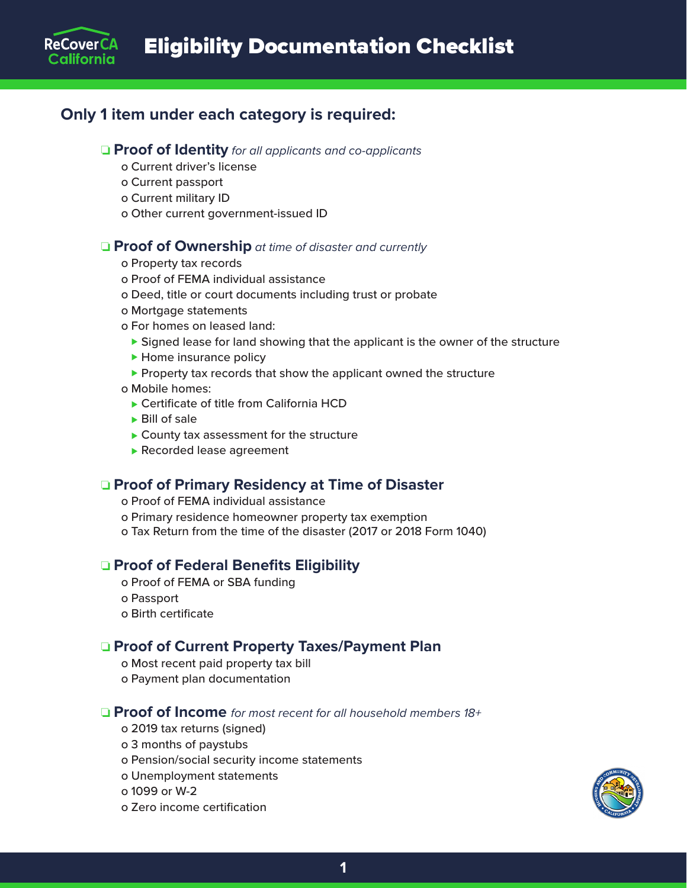# Eligibility Documentation Checklist

## Only 1 item under each category is required:

- ❑ **Proof of Identity** *for all applicants and co-applicants*
  - Current driver's license
  - Current passport
  - Current military ID
  - Other current government-issued ID

- ❑ **Proof of Ownership** *at time of disaster and currently*
  - Property tax records
  - Proof of FEMA individual assistance
  - Deed, title or court documents including trust or probate
  - Mortgage statements
  - For homes on leased land:
    - Signed lease for land showing that the applicant is the owner of the structure
    - Home insurance policy
    - Property tax records that show the applicant owned the structure
  - Mobile homes:
    - Certificate of title from California HCD
    - Bill of sale
    - County tax assessment for the structure
    - Recorded lease agreement

- ❑ **Proof of Primary Residency at Time of Disaster**
  - Proof of FEMA individual assistance
  - Primary residence homeowner property tax exemption
  - Tax Return from the time of the disaster (2017 or 2018 Form 1040)

- ❑ **Proof of Federal Benefits Eligibility**
  - Proof of FEMA or SBA funding
  - Passport
  - Birth certificate

- ❑ **Proof of Current Property Taxes/Payment Plan**
  - Most recent paid property tax bill
  - Payment plan documentation

- ❑ **Proof of Income** *for most recent for all household members 18+*
  - 2019 tax returns (signed)
  - 3 months of paystubs
  - Pension/social security income statements
  - Unemployment statements
  - 1099 or W-2
  - Zero income certification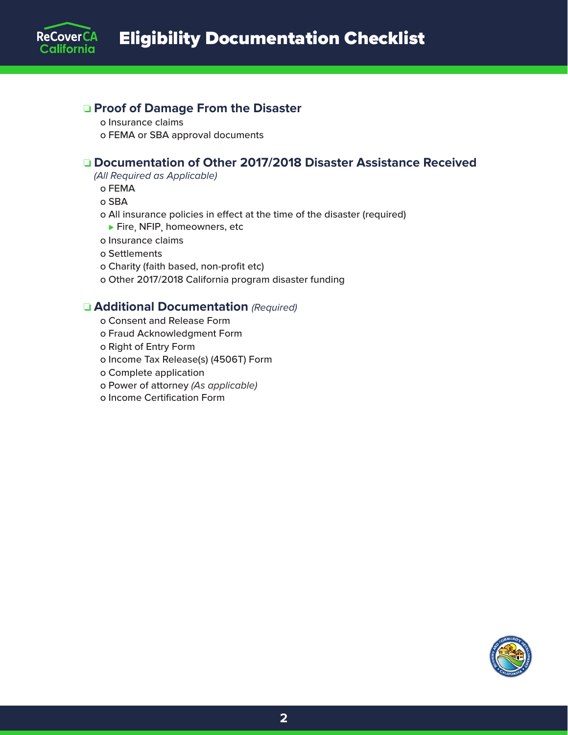# Eligibility Documentation Checklist

## ❑ Proof of Damage From the Disaster

- o Insurance claims
- o FEMA or SBA approval documents

## ❑ Documentation of Other 2017/2018 Disaster Assistance Received

*(All Required as Applicable)*

- o FEMA
- o SBA
- o All insurance policies in effect at the time of the disaster (required)
  - Fire, NFIP, homeowners, etc
- o Insurance claims
- o Settlements
- o Charity (faith based, non-profit etc)
- o Other 2017/2018 California program disaster funding

## ❑ Additional Documentation *(Required)*

- o Consent and Release Form
- o Fraud Acknowledgment Form
- o Right of Entry Form
- o Income Tax Release(s) (4506T) Form
- o Complete application
- o Power of attorney *(As applicable)*
- o Income Certification Form